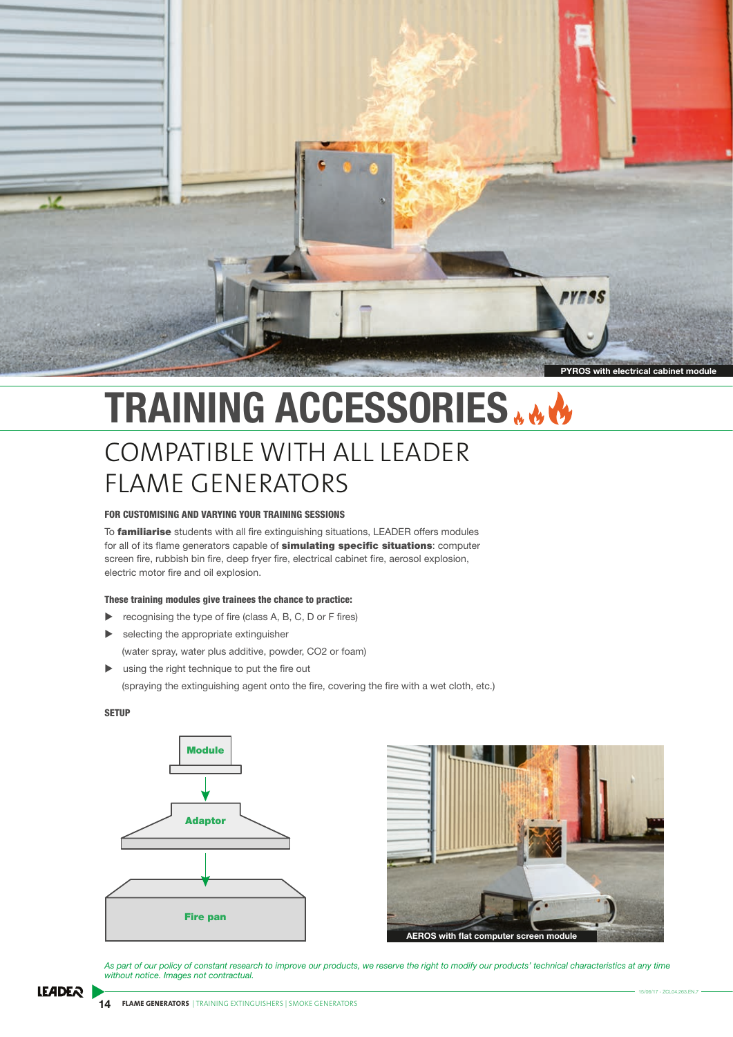PYROS with electrical cabinet module

# TRAINING ACCESSORIES

## COMPATIBLE WITH ALL LEADER FLAME GENERATORS

### FOR CUSTOMISING AND VARYING YOUR TRAINING SESSIONS

To **familiarise** students with all fire extinguishing situations, LEADER offers modules for all of its flame generators capable of **simulating specific situations**: computer screen fire, rubbish bin fire, deep fryer fire, electrical cabinet fire, aerosol explosion, electric motor fire and oil explosion.

**These training modules give trainees the chance to practice:**

- recognising the type of fire (class A, B, C, D or F fires)
- selecting the appropriate extinguisher (water spray, water plus additive, powder, CO2 or foam)
- using the right technique to put the fire out (spraying the extinguishing agent onto the fire, covering the fire with a wet cloth, etc.)

### SETUP

Module → Adaptor → Fire pan

AEROS with flat computer screen module

*As part of our policy of constant research to improve our products, we reserve the right to modify our products' technical characteristics at any time without notice. Images not contractual.*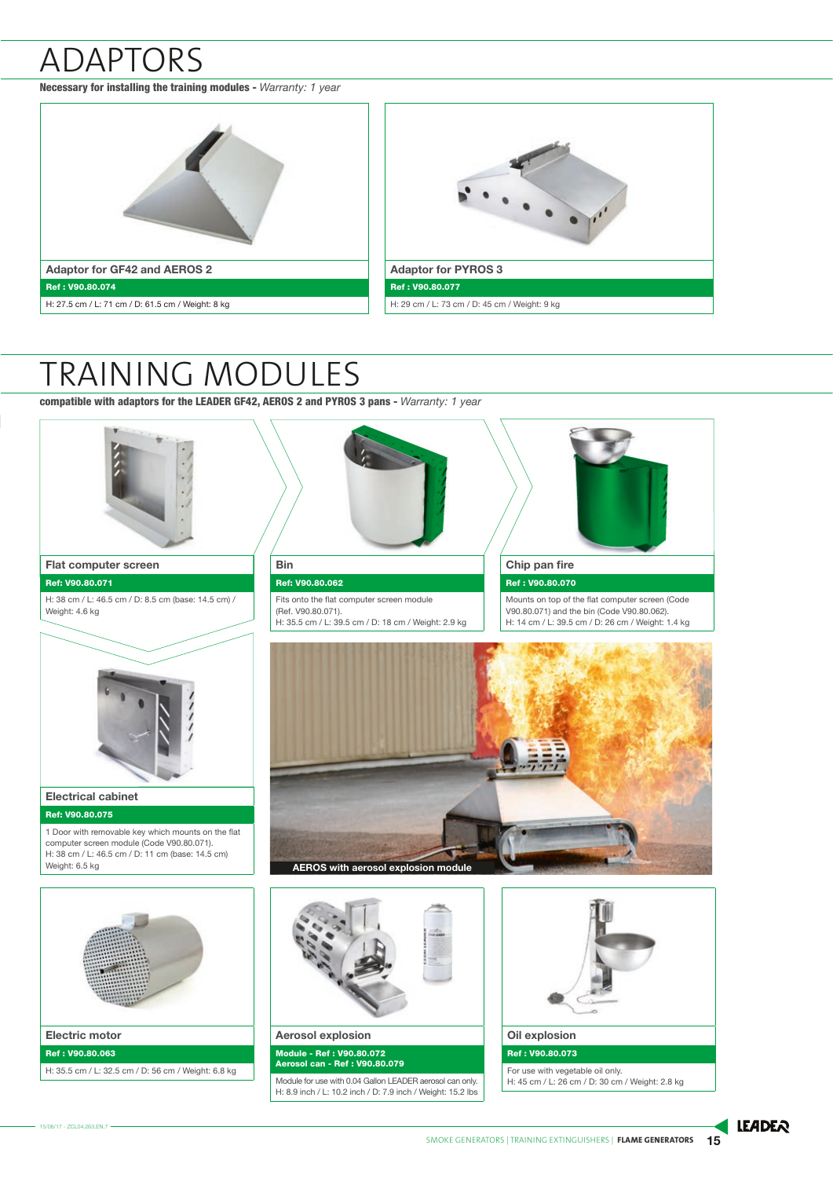# ADAPTORS

**Necessary for installing the training modules -** *Warranty: 1 year*

### Adaptor for GF42 and AEROS 2

**Ref : V90.80.074**

H: 27.5 cm / L: 71 cm / D: 61.5 cm / Weight: 8 kg

### Adaptor for PYROS 3

**Ref : V90.80.077**

H: 29 cm / L: 73 cm / D: 45 cm / Weight: 9 kg

# TRAINING MODULES

**compatible with adaptors for the LEADER GF42, AEROS 2 and PYROS 3 pans -** *Warranty: 1 year*

### Flat computer screen

**Ref: V90.80.071**

H: 38 cm / L: 46.5 cm / D: 8.5 cm (base: 14.5 cm) / Weight: 4.6 kg

### Bin

**Ref: V90.80.062**

Fits onto the flat computer screen module (Ref. V90.80.071).
H: 35.5 cm / L: 39.5 cm / D: 18 cm / Weight: 2.9 kg

### Chip pan fire

**Ref : V90.80.070**

Mounts on top of the flat computer screen (Code V90.80.071) and the bin (Code V90.80.062).
H: 14 cm / L: 39.5 cm / D: 26 cm / Weight: 1.4 kg

### Electrical cabinet

**Ref: V90.80.075**

1 Door with removable key which mounts on the flat computer screen module (Code V90.80.071).
H: 38 cm / L: 46.5 cm / D: 11 cm (base: 14.5 cm)
Weight: 6.5 kg

AEROS with aerosol explosion module

### Electric motor

**Ref : V90.80.063**

H: 35.5 cm / L: 32.5 cm / D: 56 cm / Weight: 6.8 kg

### Aerosol explosion

**Module - Ref : V90.80.072**
**Aerosol can - Ref : V90.80.079**

Module for use with 0.04 Gallon LEADER aerosol can only.
H: 8.9 inch / L: 10.2 inch / D: 7.9 inch / Weight: 15.2 lbs

### Oil explosion

**Ref : V90.80.073**

For use with vegetable oil only.
H: 45 cm / L: 26 cm / D: 30 cm / Weight: 2.8 kg